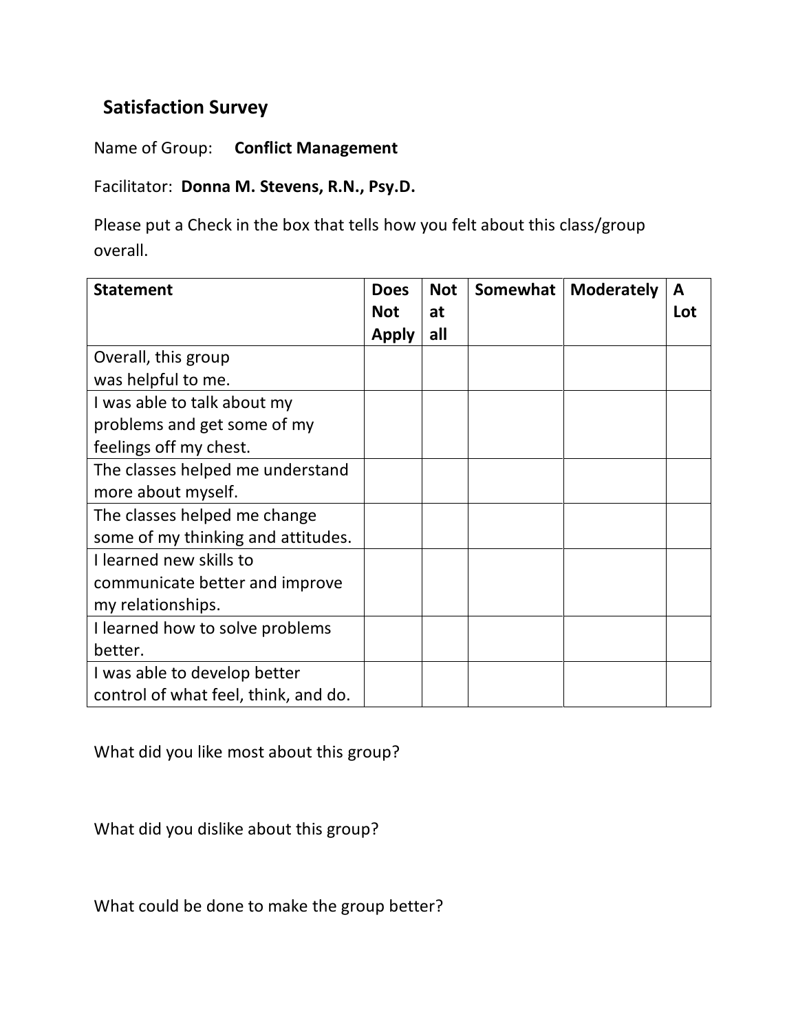## Satisfaction Survey

Name of Group: **Conflict Management**

Facilitator: **Donna M. Stevens, R.N., Psy.D.**

Please put a Check in the box that tells how you felt about this class/group overall.

| **Statement** | **Does Not Apply** | **Not at all** | **Somewhat** | **Moderately** | **A Lot** |
|---|---|---|---|---|---|
| Overall, this group was helpful to me. | | | | | |
| I was able to talk about my problems and get some of my feelings off my chest. | | | | | |
| The classes helped me understand more about myself. | | | | | |
| The classes helped me change some of my thinking and attitudes. | | | | | |
| I learned new skills to communicate better and improve my relationships. | | | | | |
| I learned how to solve problems better. | | | | | |
| I was able to develop better control of what feel, think, and do. | | | | | |

What did you like most about this group?

What did you dislike about this group?

What could be done to make the group better?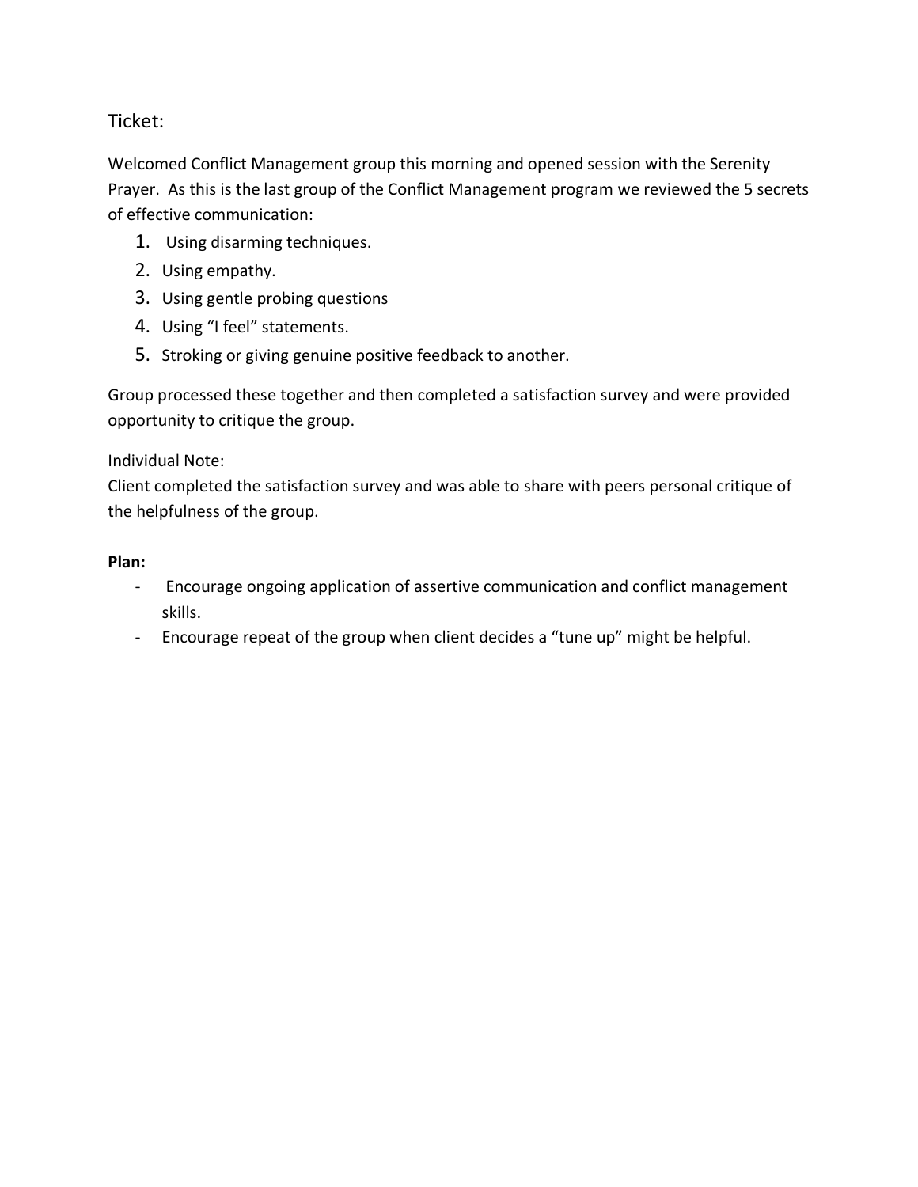Ticket:

Welcomed Conflict Management group this morning and opened session with the Serenity Prayer. As this is the last group of the Conflict Management program we reviewed the 5 secrets of effective communication:

1. Using disarming techniques.
2. Using empathy.
3. Using gentle probing questions
4. Using "I feel" statements.
5. Stroking or giving genuine positive feedback to another.

Group processed these together and then completed a satisfaction survey and were provided opportunity to critique the group.

Individual Note:
Client completed the satisfaction survey and was able to share with peers personal critique of the helpfulness of the group.

**Plan:**

- Encourage ongoing application of assertive communication and conflict management skills.
- Encourage repeat of the group when client decides a "tune up" might be helpful.